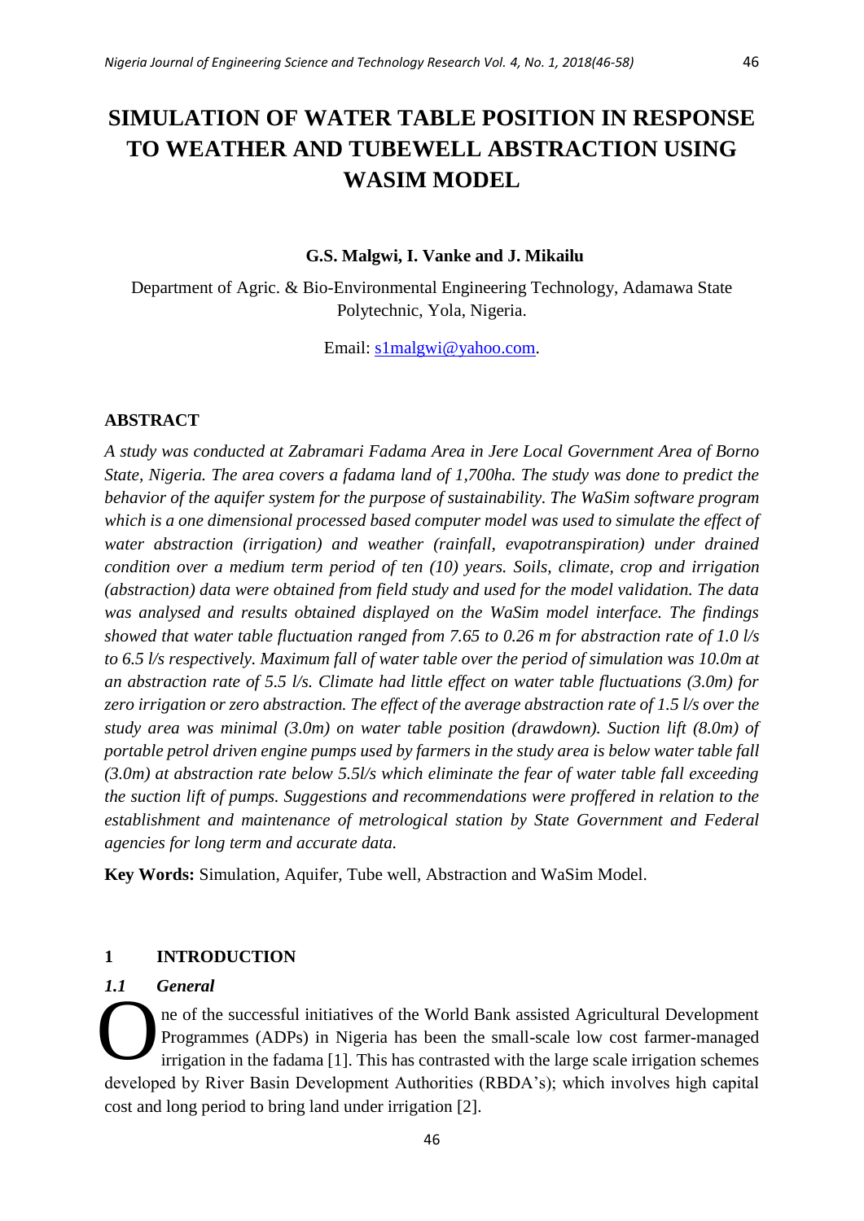# SIMULATION OF WATER TABLE POSITION IN RESPONSE TO WEATHER AND TUBEWELL ABSTRACTION USING WASIM MODEL

**G.S. Malgwi, I. Vanke and J. Mikailu**

Department of Agric. & Bio-Environmental Engineering Technology, Adamawa State Polytechnic, Yola, Nigeria.

Email: s1malgwi@yahoo.com.

## ABSTRACT

*A study was conducted at Zabramari Fadama Area in Jere Local Government Area of Borno State, Nigeria. The area covers a fadama land of 1,700ha. The study was done to predict the behavior of the aquifer system for the purpose of sustainability. The WaSim software program which is a one dimensional processed based computer model was used to simulate the effect of water abstraction (irrigation) and weather (rainfall, evapotranspiration) under drained condition over a medium term period of ten (10) years. Soils, climate, crop and irrigation (abstraction) data were obtained from field study and used for the model validation. The data was analysed and results obtained displayed on the WaSim model interface. The findings showed that water table fluctuation ranged from 7.65 to 0.26 m for abstraction rate of 1.0 l/s to 6.5 l/s respectively. Maximum fall of water table over the period of simulation was 10.0m at an abstraction rate of 5.5 l/s. Climate had little effect on water table fluctuations (3.0m) for zero irrigation or zero abstraction. The effect of the average abstraction rate of 1.5 l/s over the study area was minimal (3.0m) on water table position (drawdown). Suction lift (8.0m) of portable petrol driven engine pumps used by farmers in the study area is below water table fall (3.0m) at abstraction rate below 5.5l/s which eliminate the fear of water table fall exceeding the suction lift of pumps. Suggestions and recommendations were proffered in relation to the establishment and maintenance of metrological station by State Government and Federal agencies for long term and accurate data.*

**Key Words:** Simulation, Aquifer, Tube well, Abstraction and WaSim Model.

## 1 INTRODUCTION

### *1.1 General*

One of the successful initiatives of the World Bank assisted Agricultural Development Programmes (ADPs) in Nigeria has been the small-scale low cost farmer-managed irrigation in the fadama [1]. This has contrasted with the large scale irrigation schemes developed by River Basin Development Authorities (RBDA's); which involves high capital cost and long period to bring land under irrigation [2].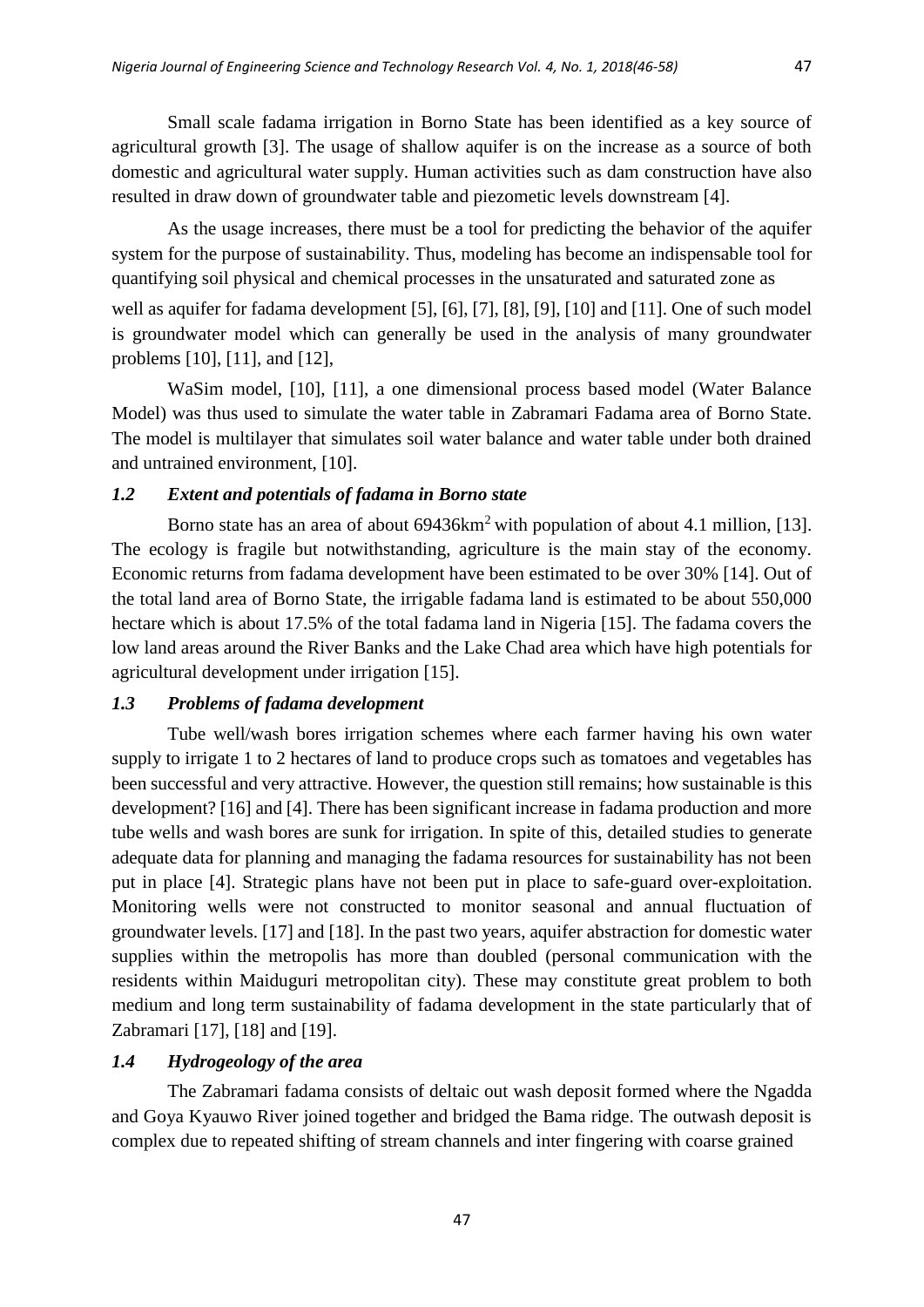Small scale fadama irrigation in Borno State has been identified as a key source of agricultural growth [3]. The usage of shallow aquifer is on the increase as a source of both domestic and agricultural water supply. Human activities such as dam construction have also resulted in draw down of groundwater table and piezometic levels downstream [4].

As the usage increases, there must be a tool for predicting the behavior of the aquifer system for the purpose of sustainability. Thus, modeling has become an indispensable tool for quantifying soil physical and chemical processes in the unsaturated and saturated zone as well as aquifer for fadama development [5], [6], [7], [8], [9], [10] and [11]. One of such model is groundwater model which can generally be used in the analysis of many groundwater problems [10], [11], and [12],

WaSim model, [10], [11], a one dimensional process based model (Water Balance Model) was thus used to simulate the water table in Zabramari Fadama area of Borno State. The model is multilayer that simulates soil water balance and water table under both drained and untrained environment, [10].

### *1.2 Extent and potentials of fadama in Borno state*

Borno state has an area of about 69436km$^2$ with population of about 4.1 million, [13]. The ecology is fragile but notwithstanding, agriculture is the main stay of the economy. Economic returns from fadama development have been estimated to be over 30% [14]. Out of the total land area of Borno State, the irrigable fadama land is estimated to be about 550,000 hectare which is about 17.5% of the total fadama land in Nigeria [15]. The fadama covers the low land areas around the River Banks and the Lake Chad area which have high potentials for agricultural development under irrigation [15].

### *1.3 Problems of fadama development*

Tube well/wash bores irrigation schemes where each farmer having his own water supply to irrigate 1 to 2 hectares of land to produce crops such as tomatoes and vegetables has been successful and very attractive. However, the question still remains; how sustainable is this development? [16] and [4]. There has been significant increase in fadama production and more tube wells and wash bores are sunk for irrigation. In spite of this, detailed studies to generate adequate data for planning and managing the fadama resources for sustainability has not been put in place [4]. Strategic plans have not been put in place to safe-guard over-exploitation. Monitoring wells were not constructed to monitor seasonal and annual fluctuation of groundwater levels. [17] and [18]. In the past two years, aquifer abstraction for domestic water supplies within the metropolis has more than doubled (personal communication with the residents within Maiduguri metropolitan city). These may constitute great problem to both medium and long term sustainability of fadama development in the state particularly that of Zabramari [17], [18] and [19].

### *1.4 Hydrogeology of the area*

The Zabramari fadama consists of deltaic out wash deposit formed where the Ngadda and Goya Kyauwo River joined together and bridged the Bama ridge. The outwash deposit is complex due to repeated shifting of stream channels and inter fingering with coarse grained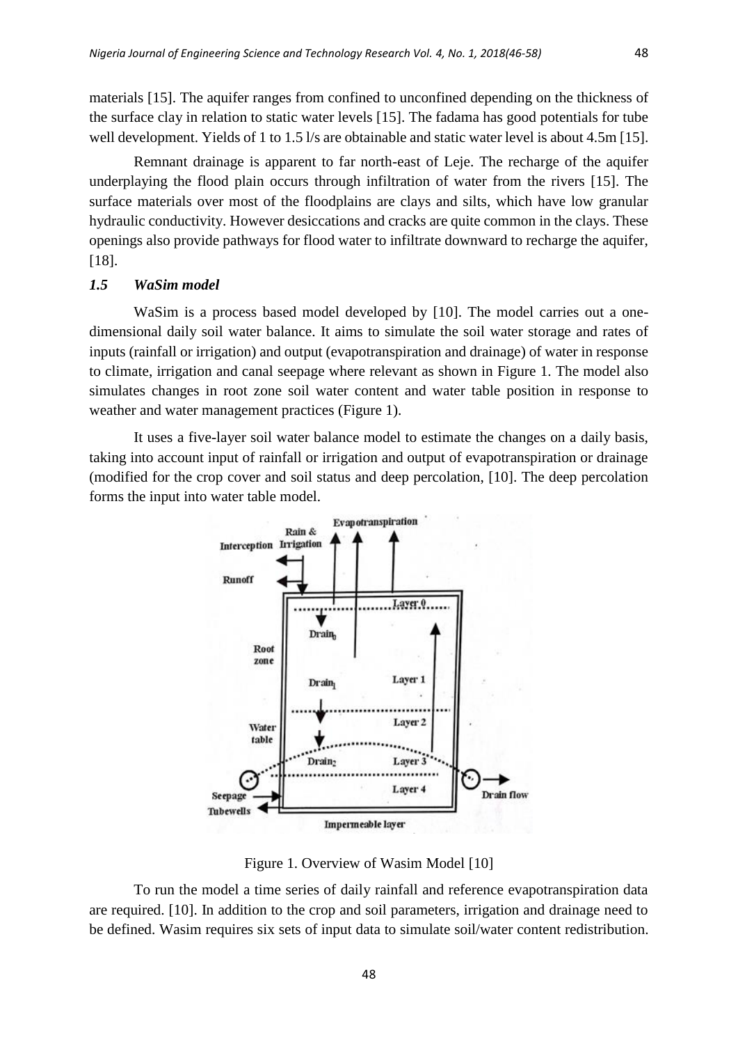materials [15]. The aquifer ranges from confined to unconfined depending on the thickness of the surface clay in relation to static water levels [15]. The fadama has good potentials for tube well development. Yields of 1 to 1.5 l/s are obtainable and static water level is about 4.5m [15].

Remnant drainage is apparent to far north-east of Leje. The recharge of the aquifer underplaying the flood plain occurs through infiltration of water from the rivers [15]. The surface materials over most of the floodplains are clays and silts, which have low granular hydraulic conductivity. However desiccations and cracks are quite common in the clays. These openings also provide pathways for flood water to infiltrate downward to recharge the aquifer, [18].

### *1.5 WaSim model*

WaSim is a process based model developed by [10]. The model carries out a one-dimensional daily soil water balance. It aims to simulate the soil water storage and rates of inputs (rainfall or irrigation) and output (evapotranspiration and drainage) of water in response to climate, irrigation and canal seepage where relevant as shown in Figure 1. The model also simulates changes in root zone soil water content and water table position in response to weather and water management practices (Figure 1).

It uses a five-layer soil water balance model to estimate the changes on a daily basis, taking into account input of rainfall or irrigation and output of evapotranspiration or drainage (modified for the crop cover and soil status and deep percolation, [10]. The deep percolation forms the input into water table model.

Figure 1. Overview of Wasim Model [10]

To run the model a time series of daily rainfall and reference evapotranspiration data are required. [10]. In addition to the crop and soil parameters, irrigation and drainage need to be defined. Wasim requires six sets of input data to simulate soil/water content redistribution.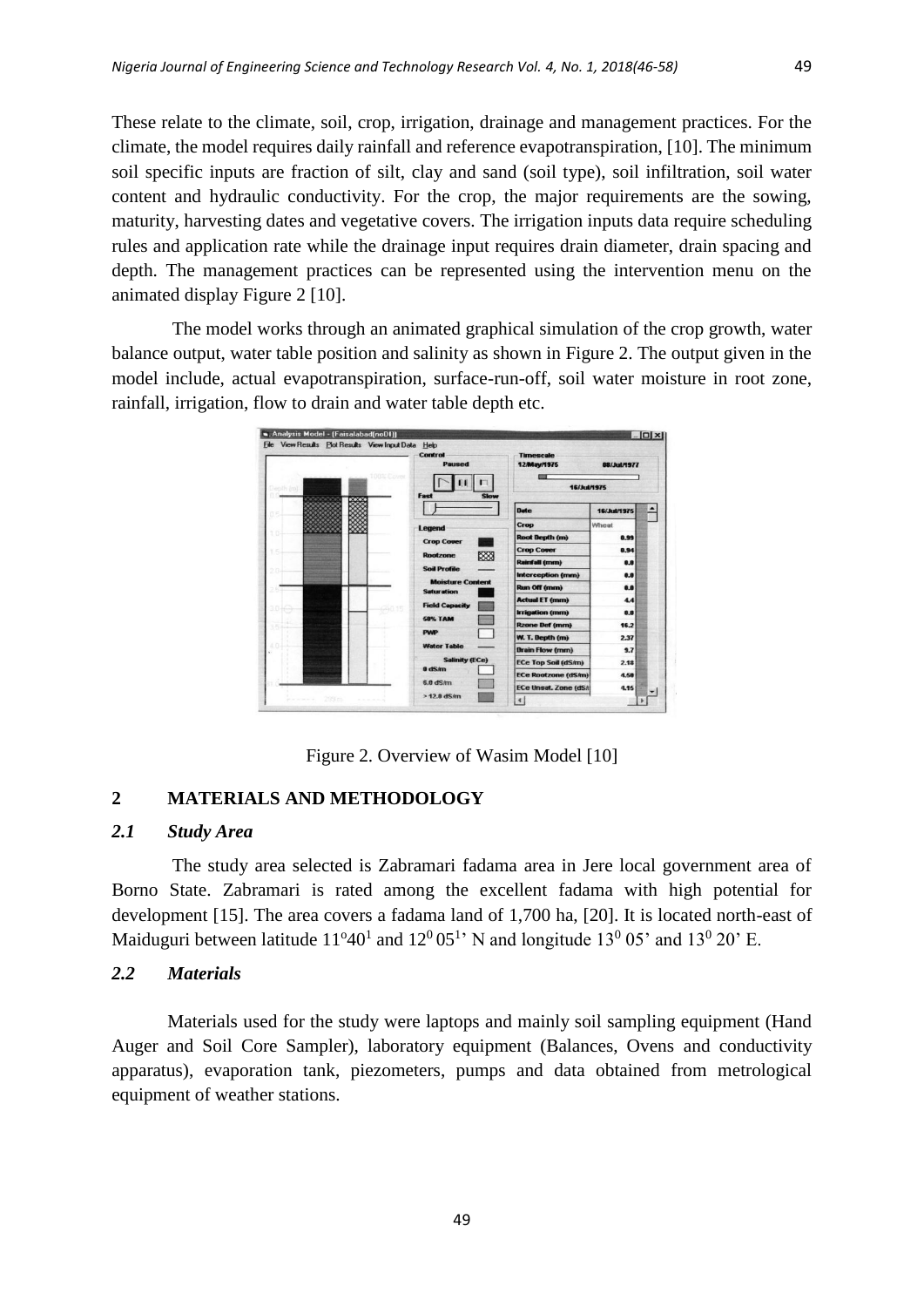These relate to the climate, soil, crop, irrigation, drainage and management practices. For the climate, the model requires daily rainfall and reference evapotranspiration, [10]. The minimum soil specific inputs are fraction of silt, clay and sand (soil type), soil infiltration, soil water content and hydraulic conductivity. For the crop, the major requirements are the sowing, maturity, harvesting dates and vegetative covers. The irrigation inputs data require scheduling rules and application rate while the drainage input requires drain diameter, drain spacing and depth. The management practices can be represented using the intervention menu on the animated display Figure 2 [10].

The model works through an animated graphical simulation of the crop growth, water balance output, water table position and salinity as shown in Figure 2. The output given in the model include, actual evapotranspiration, surface-run-off, soil water moisture in root zone, rainfall, irrigation, flow to drain and water table depth etc.

Figure 2. Overview of Wasim Model [10]

## 2 MATERIALS AND METHODOLOGY

### *2.1 Study Area*

The study area selected is Zabramari fadama area in Jere local government area of Borno State. Zabramari is rated among the excellent fadama with high potential for development [15]. The area covers a fadama land of 1,700 ha, [20]. It is located north-east of Maiduguri between latitude $11^{o}40^{1}$ and $12^{0}\,05^{1}$' N and longitude $13^{0}$ 05' and $13^{0}$ 20' E.

### *2.2 Materials*

Materials used for the study were laptops and mainly soil sampling equipment (Hand Auger and Soil Core Sampler), laboratory equipment (Balances, Ovens and conductivity apparatus), evaporation tank, piezometers, pumps and data obtained from metrological equipment of weather stations.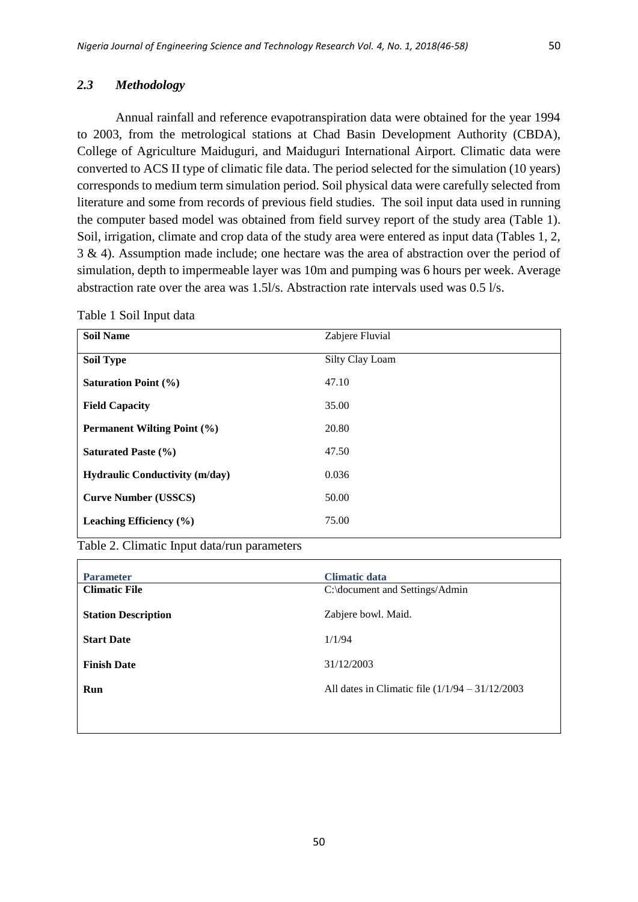### *2.3 Methodology*

Annual rainfall and reference evapotranspiration data were obtained for the year 1994 to 2003, from the metrological stations at Chad Basin Development Authority (CBDA), College of Agriculture Maiduguri, and Maiduguri International Airport. Climatic data were converted to ACS II type of climatic file data. The period selected for the simulation (10 years) corresponds to medium term simulation period. Soil physical data were carefully selected from literature and some from records of previous field studies. The soil input data used in running the computer based model was obtained from field survey report of the study area (Table 1). Soil, irrigation, climate and crop data of the study area were entered as input data (Tables 1, 2, 3 & 4). Assumption made include; one hectare was the area of abstraction over the period of simulation, depth to impermeable layer was 10m and pumping was 6 hours per week. Average abstraction rate over the area was 1.5l/s. Abstraction rate intervals used was 0.5 l/s.

Table 1 Soil Input data

| **Soil Name** | Zabjere Fluvial |
|---|---|
| **Soil Type** | Silty Clay Loam |
| **Saturation Point (%)** | 47.10 |
| **Field Capacity** | 35.00 |
| **Permanent Wilting Point (%)** | 20.80 |
| **Saturated Paste (%)** | 47.50 |
| **Hydraulic Conductivity (m/day)** | 0.036 |
| **Curve Number (USSCS)** | 50.00 |
| **Leaching Efficiency (%)** | 75.00 |

Table 2. Climatic Input data/run parameters

| **Parameter** | **Climatic data** |
|---|---|
| **Climatic File** | C:\document and Settings/Admin |
| **Station Description** | Zabjere bowl. Maid. |
| **Start Date** | 1/1/94 |
| **Finish Date** | 31/12/2003 |
| **Run** | All dates in Climatic file (1/1/94 – 31/12/2003 |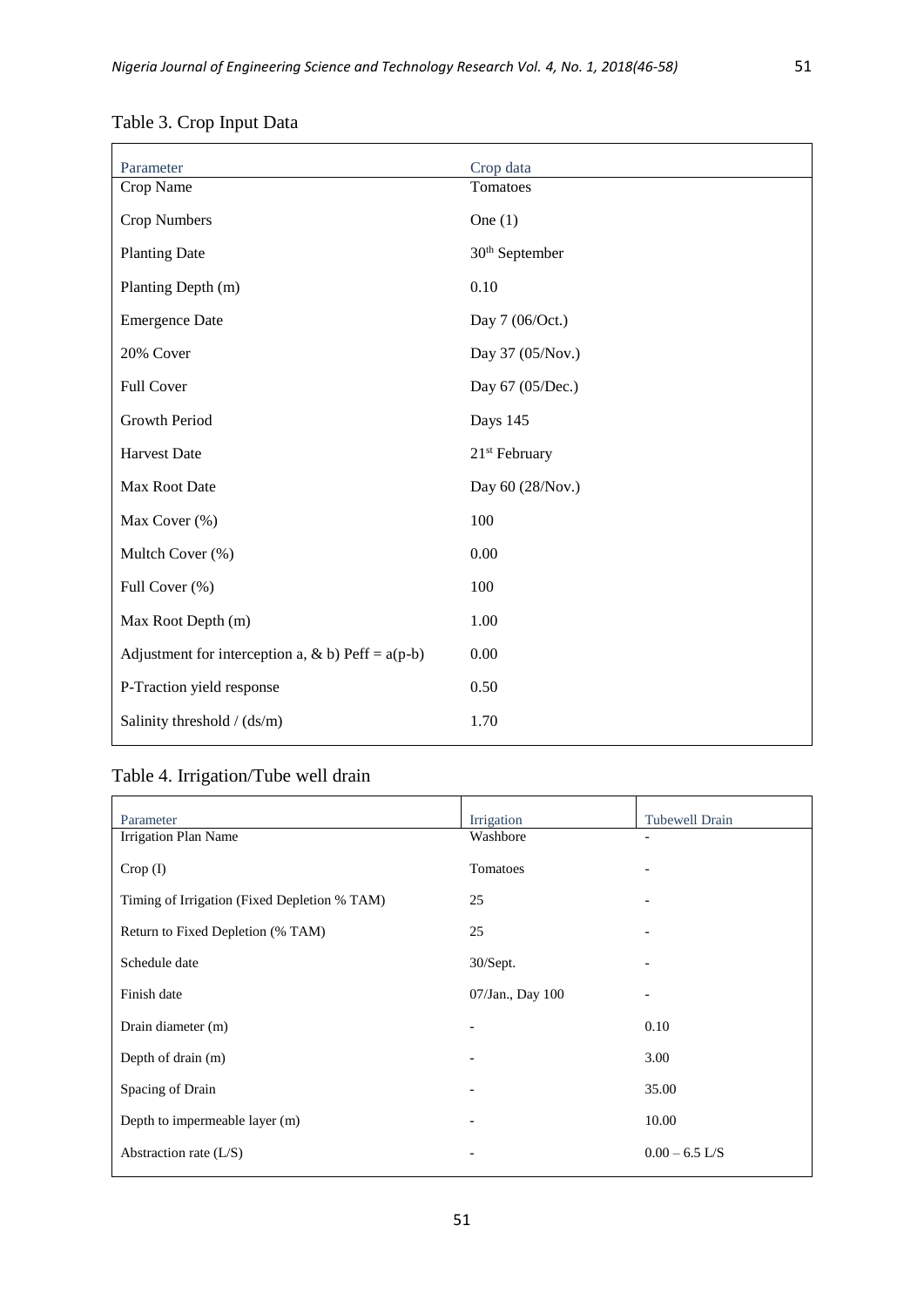Table 3. Crop Input Data

| Parameter | Crop data |
|---|---|
| Crop Name | Tomatoes |
| Crop Numbers | One (1) |
| Planting Date | 30th September |
| Planting Depth (m) | 0.10 |
| Emergence Date | Day 7 (06/Oct.) |
| 20% Cover | Day 37 (05/Nov.) |
| Full Cover | Day 67 (05/Dec.) |
| Growth Period | Days 145 |
| Harvest Date | 21st February |
| Max Root Date | Day 60 (28/Nov.) |
| Max Cover (%) | 100 |
| Multch Cover (%) | 0.00 |
| Full Cover (%) | 100 |
| Max Root Depth (m) | 1.00 |
| Adjustment for interception a, & b) Peff = a(p-b) | 0.00 |
| P-Traction yield response | 0.50 |
| Salinity threshold / (ds/m) | 1.70 |

Table 4. Irrigation/Tube well drain

| Parameter | Irrigation | Tubewell Drain |
|---|---|---|
| Irrigation Plan Name | Washbore | - |
| Crop (I) | Tomatoes | - |
| Timing of Irrigation (Fixed Depletion % TAM) | 25 | - |
| Return to Fixed Depletion (% TAM) | 25 | - |
| Schedule date | 30/Sept. | - |
| Finish date | 07/Jan., Day 100 | - |
| Drain diameter (m) | - | 0.10 |
| Depth of drain (m) | - | 3.00 |
| Spacing of Drain | - | 35.00 |
| Depth to impermeable layer (m) | - | 10.00 |
| Abstraction rate (L/S) | - | 0.00 – 6.5 L/S |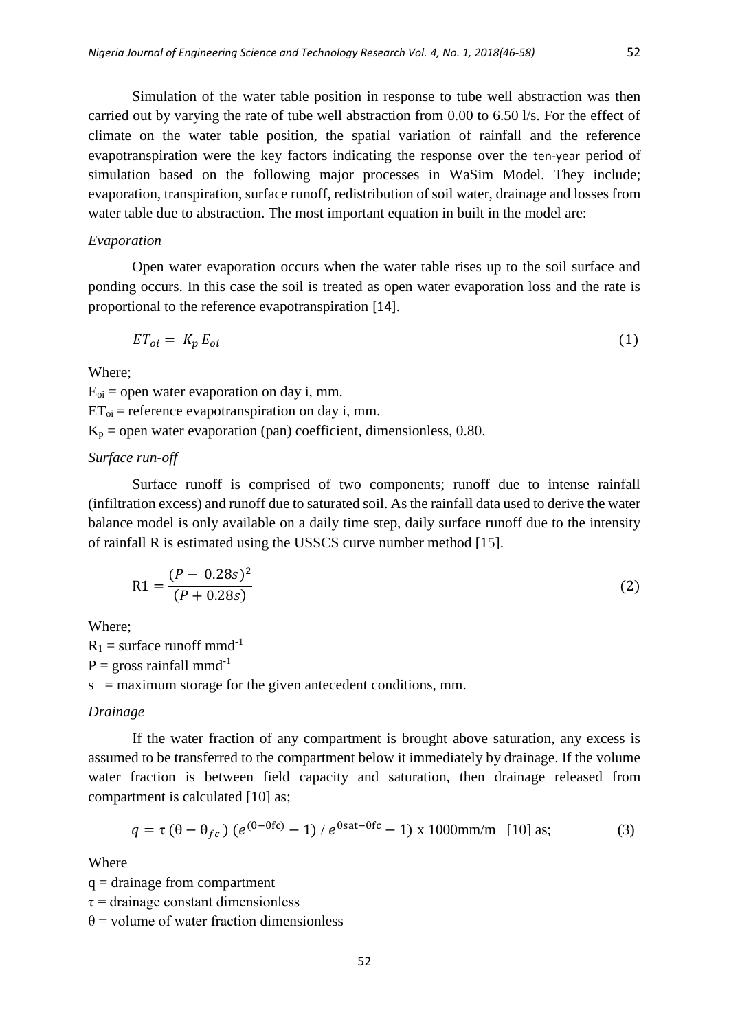Simulation of the water table position in response to tube well abstraction was then carried out by varying the rate of tube well abstraction from 0.00 to 6.50 l/s. For the effect of climate on the water table position, the spatial variation of rainfall and the reference evapotranspiration were the key factors indicating the response over the ten-year period of simulation based on the following major processes in WaSim Model. They include; evaporation, transpiration, surface runoff, redistribution of soil water, drainage and losses from water table due to abstraction. The most important equation in built in the model are:

*Evaporation*

Open water evaporation occurs when the water table rises up to the soil surface and ponding occurs. In this case the soil is treated as open water evaporation loss and the rate is proportional to the reference evapotranspiration [14].

$$ET_{oi} = K_p E_{oi} \tag{1}$$

Where;

$E_{oi}$ = open water evaporation on day i, mm.

$ET_{oi}$ = reference evapotranspiration on day i, mm.

$K_p$ = open water evaporation (pan) coefficient, dimensionless, 0.80.

*Surface run-off*

Surface runoff is comprised of two components; runoff due to intense rainfall (infiltration excess) and runoff due to saturated soil. As the rainfall data used to derive the water balance model is only available on a daily time step, daily surface runoff due to the intensity of rainfall R is estimated using the USSCS curve number method [15].

$$\text{R1} = \frac{(P - 0.28s)^2}{(P + 0.28s)} \tag{2}$$

Where;

$R_1$ = surface runoff $\text{mmd}^{-1}$

P = gross rainfall $\text{mmd}^{-1}$

s = maximum storage for the given antecedent conditions, mm.

*Drainage*

If the water fraction of any compartment is brought above saturation, any excess is assumed to be transferred to the compartment below it immediately by drainage. If the volume water fraction is between field capacity and saturation, then drainage released from compartment is calculated [10] as;

$$q = \tau\,(\theta - \theta_{fc})\,(e^{(\theta-\theta fc)} - 1)\,/\,e^{\theta sat-\theta fc} - 1) \text{ x } 1000\text{mm/m} \quad [10] \text{ as;} \tag{3}$$

Where

q = drainage from compartment

τ = drainage constant dimensionless

θ = volume of water fraction dimensionless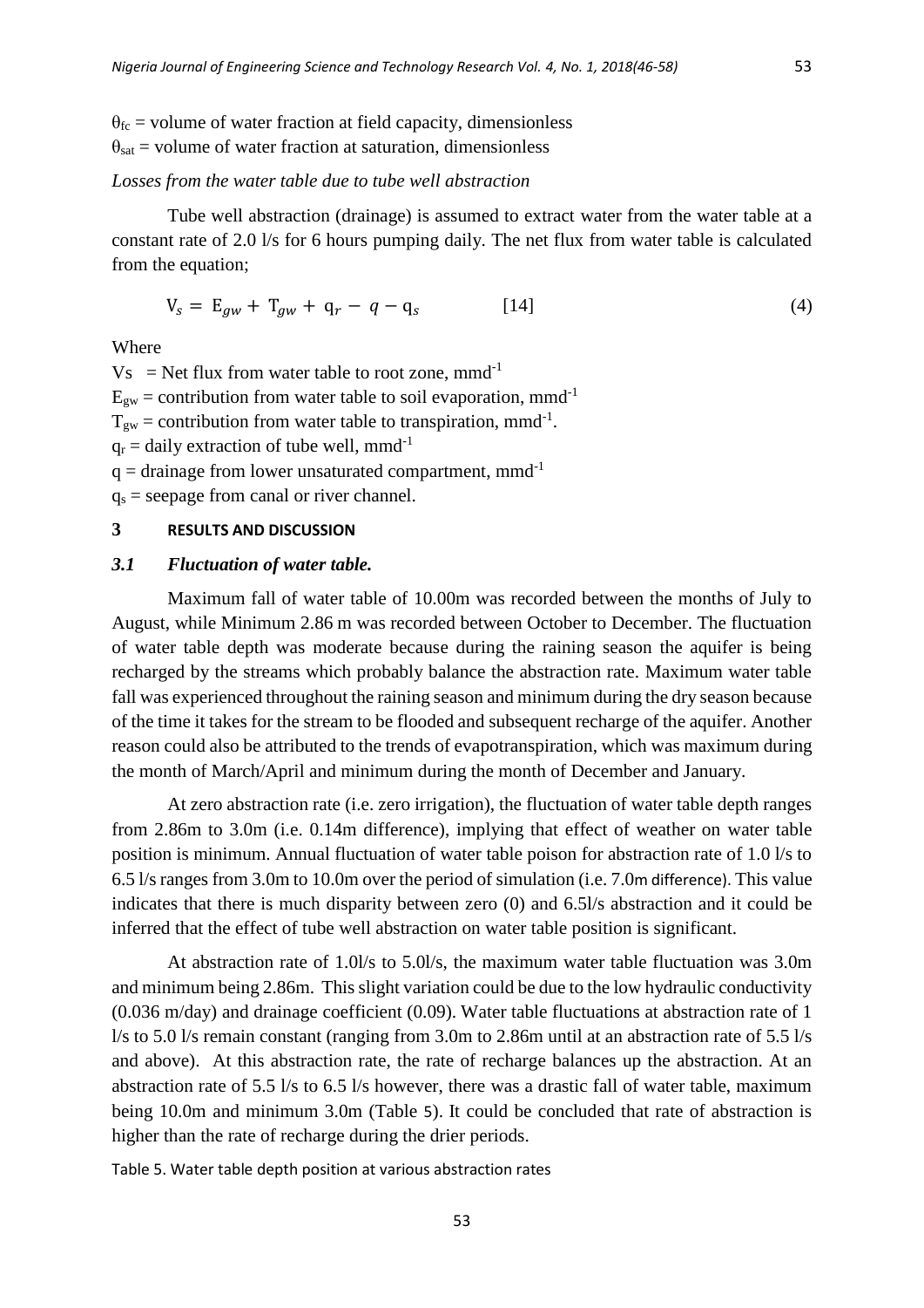$\theta_{fc}$ = volume of water fraction at field capacity, dimensionless
$\theta_{sat}$ = volume of water fraction at saturation, dimensionless

*Losses from the water table due to tube well abstraction*

Tube well abstraction (drainage) is assumed to extract water from the water table at a constant rate of 2.0 l/s for 6 hours pumping daily. The net flux from water table is calculated from the equation;

$$V_s = E_{gw} + T_{gw} + q_r - q - q_s \qquad [14] \qquad (4)$$

Where

Vs = Net flux from water table to root zone, $mmd^{-1}$
$E_{gw}$ = contribution from water table to soil evaporation, $mmd^{-1}$
$T_{gw}$ = contribution from water table to transpiration, $mmd^{-1}$.
$q_r$ = daily extraction of tube well, $mmd^{-1}$
$q$ = drainage from lower unsaturated compartment, $mmd^{-1}$
$q_s$ = seepage from canal or river channel.

## 3 RESULTS AND DISCUSSION

### 3.1 *Fluctuation of water table.*

Maximum fall of water table of 10.00m was recorded between the months of July to August, while Minimum 2.86 m was recorded between October to December. The fluctuation of water table depth was moderate because during the raining season the aquifer is being recharged by the streams which probably balance the abstraction rate. Maximum water table fall was experienced throughout the raining season and minimum during the dry season because of the time it takes for the stream to be flooded and subsequent recharge of the aquifer. Another reason could also be attributed to the trends of evapotranspiration, which was maximum during the month of March/April and minimum during the month of December and January.

At zero abstraction rate (i.e. zero irrigation), the fluctuation of water table depth ranges from 2.86m to 3.0m (i.e. 0.14m difference), implying that effect of weather on water table position is minimum. Annual fluctuation of water table poison for abstraction rate of 1.0 l/s to 6.5 l/s ranges from 3.0m to 10.0m over the period of simulation (i.e. 7.0m difference). This value indicates that there is much disparity between zero (0) and 6.5l/s abstraction and it could be inferred that the effect of tube well abstraction on water table position is significant.

At abstraction rate of 1.0l/s to 5.0l/s, the maximum water table fluctuation was 3.0m and minimum being 2.86m. This slight variation could be due to the low hydraulic conductivity (0.036 m/day) and drainage coefficient (0.09). Water table fluctuations at abstraction rate of 1 l/s to 5.0 l/s remain constant (ranging from 3.0m to 2.86m until at an abstraction rate of 5.5 l/s and above). At this abstraction rate, the rate of recharge balances up the abstraction. At an abstraction rate of 5.5 l/s to 6.5 l/s however, there was a drastic fall of water table, maximum being 10.0m and minimum 3.0m (Table 5). It could be concluded that rate of abstraction is higher than the rate of recharge during the drier periods.

Table 5. Water table depth position at various abstraction rates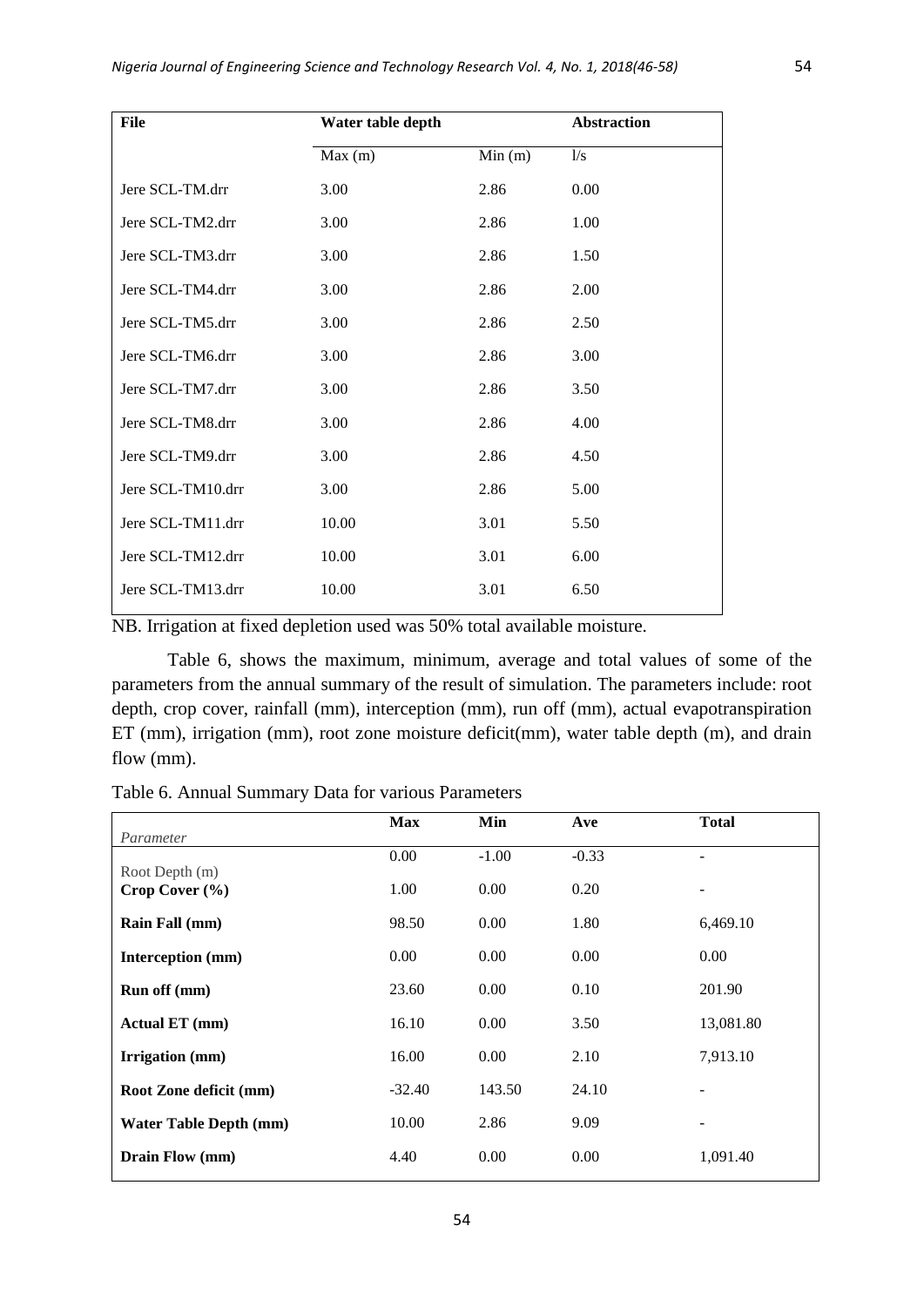| File | Water table depth | | Abstraction |
|---|---|---|---|
| | Max (m) | Min (m) | l/s |
| Jere SCL-TM.drr | 3.00 | 2.86 | 0.00 |
| Jere SCL-TM2.drr | 3.00 | 2.86 | 1.00 |
| Jere SCL-TM3.drr | 3.00 | 2.86 | 1.50 |
| Jere SCL-TM4.drr | 3.00 | 2.86 | 2.00 |
| Jere SCL-TM5.drr | 3.00 | 2.86 | 2.50 |
| Jere SCL-TM6.drr | 3.00 | 2.86 | 3.00 |
| Jere SCL-TM7.drr | 3.00 | 2.86 | 3.50 |
| Jere SCL-TM8.drr | 3.00 | 2.86 | 4.00 |
| Jere SCL-TM9.drr | 3.00 | 2.86 | 4.50 |
| Jere SCL-TM10.drr | 3.00 | 2.86 | 5.00 |
| Jere SCL-TM11.drr | 10.00 | 3.01 | 5.50 |
| Jere SCL-TM12.drr | 10.00 | 3.01 | 6.00 |
| Jere SCL-TM13.drr | 10.00 | 3.01 | 6.50 |

NB. Irrigation at fixed depletion used was 50% total available moisture.

Table 6, shows the maximum, minimum, average and total values of some of the parameters from the annual summary of the result of simulation. The parameters include: root depth, crop cover, rainfall (mm), interception (mm), run off (mm), actual evapotranspiration ET (mm), irrigation (mm), root zone moisture deficit(mm), water table depth (m), and drain flow (mm).

Table 6. Annual Summary Data for various Parameters

| *Parameter* | **Max** | **Min** | **Ave** | **Total** |
|---|---|---|---|---|
| Root Depth (m) | 0.00 | -1.00 | -0.33 | - |
| **Crop Cover (%)** | 1.00 | 0.00 | 0.20 | - |
| **Rain Fall (mm)** | 98.50 | 0.00 | 1.80 | 6,469.10 |
| **Interception (mm)** | 0.00 | 0.00 | 0.00 | 0.00 |
| **Run off (mm)** | 23.60 | 0.00 | 0.10 | 201.90 |
| **Actual ET (mm)** | 16.10 | 0.00 | 3.50 | 13,081.80 |
| **Irrigation (mm)** | 16.00 | 0.00 | 2.10 | 7,913.10 |
| **Root Zone deficit (mm)** | -32.40 | 143.50 | 24.10 | - |
| **Water Table Depth (mm)** | 10.00 | 2.86 | 9.09 | - |
| **Drain Flow (mm)** | 4.40 | 0.00 | 0.00 | 1,091.40 |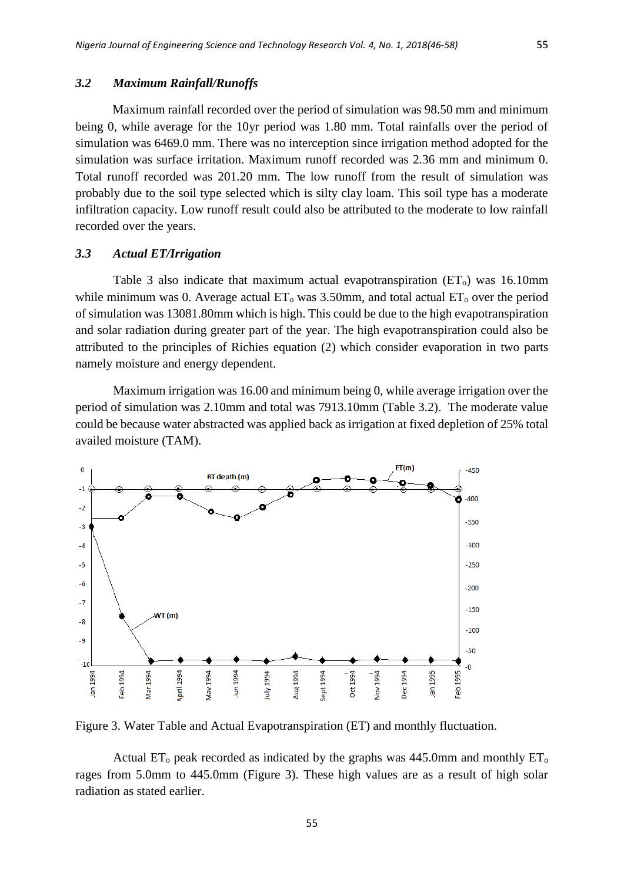### 3.2 Maximum Rainfall/Runoffs

Maximum rainfall recorded over the period of simulation was 98.50 mm and minimum being 0, while average for the 10yr period was 1.80 mm. Total rainfalls over the period of simulation was 6469.0 mm. There was no interception since irrigation method adopted for the simulation was surface irritation. Maximum runoff recorded was 2.36 mm and minimum 0. Total runoff recorded was 201.20 mm. The low runoff from the result of simulation was probably due to the soil type selected which is silty clay loam. This soil type has a moderate infiltration capacity. Low runoff result could also be attributed to the moderate to low rainfall recorded over the years.

### 3.3 Actual ET/Irrigation

Table 3 also indicate that maximum actual evapotranspiration ($ET_o$) was 16.10mm while minimum was 0. Average actual $ET_o$ was 3.50mm, and total actual $ET_o$ over the period of simulation was 13081.80mm which is high. This could be due to the high evapotranspiration and solar radiation during greater part of the year. The high evapotranspiration could also be attributed to the principles of Richies equation (2) which consider evaporation in two parts namely moisture and energy dependent.

Maximum irrigation was 16.00 and minimum being 0, while average irrigation over the period of simulation was 2.10mm and total was 7913.10mm (Table 3.2). The moderate value could be because water abstracted was applied back as irrigation at fixed depletion of 25% total availed moisture (TAM).

Figure 3. Water Table and Actual Evapotranspiration (ET) and monthly fluctuation.

Actual $ET_o$ peak recorded as indicated by the graphs was 445.0mm and monthly $ET_o$ rages from 5.0mm to 445.0mm (Figure 3). These high values are as a result of high solar radiation as stated earlier.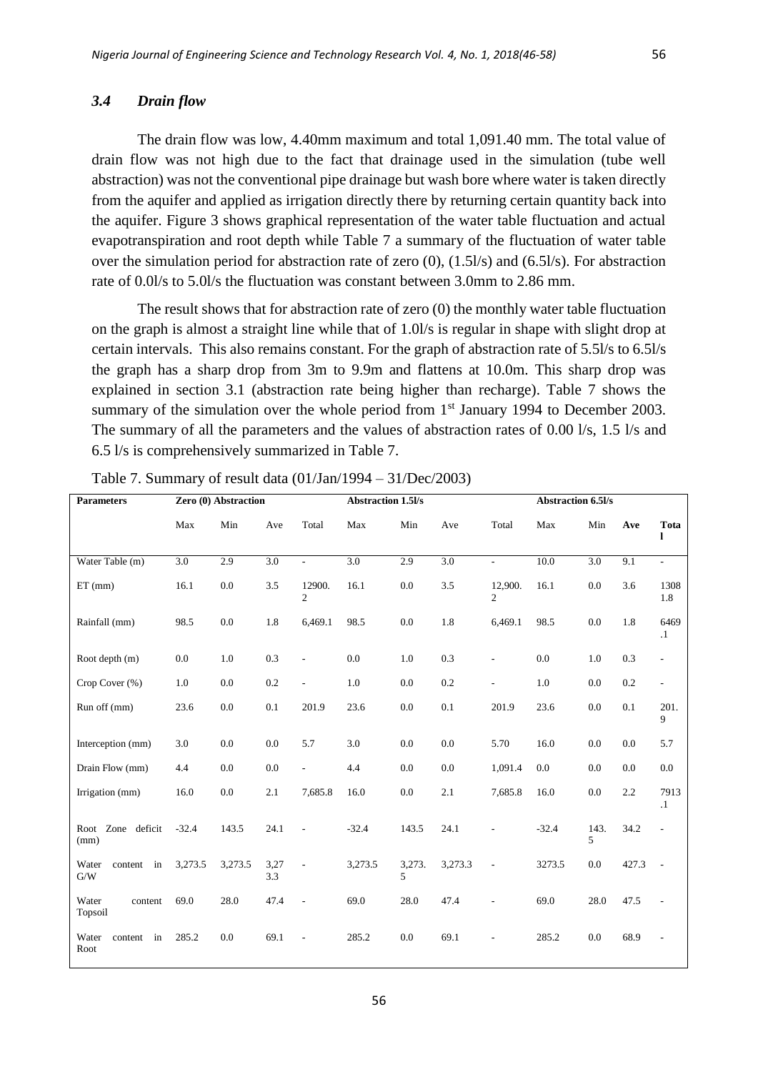### *3.4 Drain flow*

The drain flow was low, 4.40mm maximum and total 1,091.40 mm. The total value of drain flow was not high due to the fact that drainage used in the simulation (tube well abstraction) was not the conventional pipe drainage but wash bore where water is taken directly from the aquifer and applied as irrigation directly there by returning certain quantity back into the aquifer. Figure 3 shows graphical representation of the water table fluctuation and actual evapotranspiration and root depth while Table 7 a summary of the fluctuation of water table over the simulation period for abstraction rate of zero (0), (1.5l/s) and (6.5l/s). For abstraction rate of 0.0l/s to 5.0l/s the fluctuation was constant between 3.0mm to 2.86 mm.

The result shows that for abstraction rate of zero (0) the monthly water table fluctuation on the graph is almost a straight line while that of 1.0l/s is regular in shape with slight drop at certain intervals. This also remains constant. For the graph of abstraction rate of 5.5l/s to 6.5l/s the graph has a sharp drop from 3m to 9.9m and flattens at 10.0m. This sharp drop was explained in section 3.1 (abstraction rate being higher than recharge). Table 7 shows the summary of the simulation over the whole period from 1st January 1994 to December 2003. The summary of all the parameters and the values of abstraction rates of 0.00 l/s, 1.5 l/s and 6.5 l/s is comprehensively summarized in Table 7.

Table 7. Summary of result data (01/Jan/1994 – 31/Dec/2003)

| **Parameters** | **Zero (0) Abstraction** | | | | **Abstraction 1.5l/s** | | | | **Abstraction 6.5l/s** | | | |
|---|---|---|---|---|---|---|---|---|---|---|---|---|
| | Max | Min | Ave | Total | Max | Min | Ave | Total | Max | Min | **Ave** | **Total** |
| Water Table (m) | 3.0 | 2.9 | 3.0 | - | 3.0 | 2.9 | 3.0 | - | 10.0 | 3.0 | 9.1 | - |
| ET (mm) | 16.1 | 0.0 | 3.5 | 12900.2 | 16.1 | 0.0 | 3.5 | 12,900.2 | 16.1 | 0.0 | 3.6 | 13081.8 |
| Rainfall (mm) | 98.5 | 0.0 | 1.8 | 6,469.1 | 98.5 | 0.0 | 1.8 | 6,469.1 | 98.5 | 0.0 | 1.8 | 6469.1 |
| Root depth (m) | 0.0 | 1.0 | 0.3 | - | 0.0 | 1.0 | 0.3 | - | 0.0 | 1.0 | 0.3 | - |
| Crop Cover (%) | 1.0 | 0.0 | 0.2 | - | 1.0 | 0.0 | 0.2 | - | 1.0 | 0.0 | 0.2 | - |
| Run off (mm) | 23.6 | 0.0 | 0.1 | 201.9 | 23.6 | 0.0 | 0.1 | 201.9 | 23.6 | 0.0 | 0.1 | 201.9 |
| Interception (mm) | 3.0 | 0.0 | 0.0 | 5.7 | 3.0 | 0.0 | 0.0 | 5.70 | 16.0 | 0.0 | 0.0 | 5.7 |
| Drain Flow (mm) | 4.4 | 0.0 | 0.0 | - | 4.4 | 0.0 | 0.0 | 1,091.4 | 0.0 | 0.0 | 0.0 | 0.0 |
| Irrigation (mm) | 16.0 | 0.0 | 2.1 | 7,685.8 | 16.0 | 0.0 | 2.1 | 7,685.8 | 16.0 | 0.0 | 2.2 | 7913.1 |
| Root Zone deficit (mm) | -32.4 | 143.5 | 24.1 | - | -32.4 | 143.5 | 24.1 | - | -32.4 | 143.5 | 34.2 | - |
| Water content in G/W | 3,273.5 | 3,273.5 | 3,273.3 | - | 3,273.5 | 3,273.5 | 3,273.3 | - | 3273.5 | 0.0 | 427.3 | - |
| Water content Topsoil | 69.0 | 28.0 | 47.4 | - | 69.0 | 28.0 | 47.4 | - | 69.0 | 28.0 | 47.5 | - |
| Water content in Root | 285.2 | 0.0 | 69.1 | - | 285.2 | 0.0 | 69.1 | - | 285.2 | 0.0 | 68.9 | - |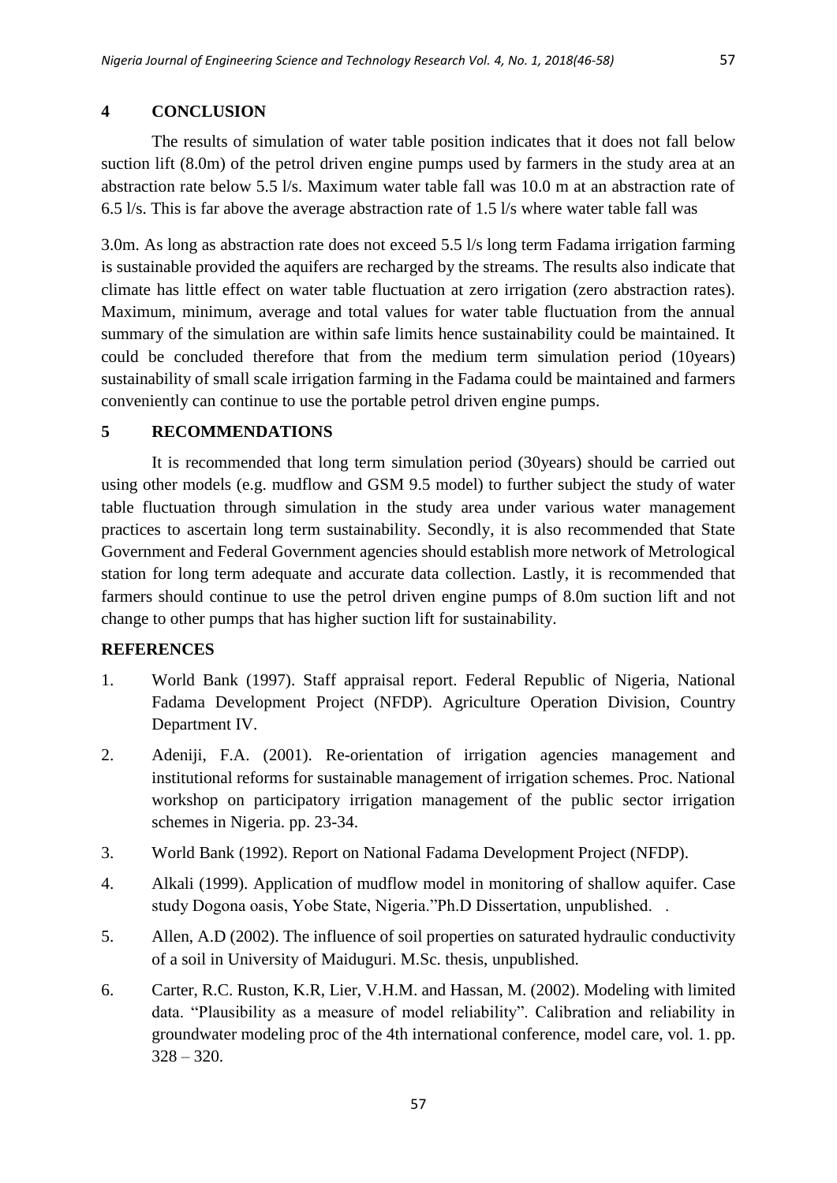## 4 CONCLUSION

The results of simulation of water table position indicates that it does not fall below suction lift (8.0m) of the petrol driven engine pumps used by farmers in the study area at an abstraction rate below 5.5 l/s. Maximum water table fall was 10.0 m at an abstraction rate of 6.5 l/s. This is far above the average abstraction rate of 1.5 l/s where water table fall was 3.0m. As long as abstraction rate does not exceed 5.5 l/s long term Fadama irrigation farming is sustainable provided the aquifers are recharged by the streams. The results also indicate that climate has little effect on water table fluctuation at zero irrigation (zero abstraction rates). Maximum, minimum, average and total values for water table fluctuation from the annual summary of the simulation are within safe limits hence sustainability could be maintained. It could be concluded therefore that from the medium term simulation period (10years) sustainability of small scale irrigation farming in the Fadama could be maintained and farmers conveniently can continue to use the portable petrol driven engine pumps.

## 5 RECOMMENDATIONS

It is recommended that long term simulation period (30years) should be carried out using other models (e.g. mudflow and GSM 9.5 model) to further subject the study of water table fluctuation through simulation in the study area under various water management practices to ascertain long term sustainability. Secondly, it is also recommended that State Government and Federal Government agencies should establish more network of Metrological station for long term adequate and accurate data collection. Lastly, it is recommended that farmers should continue to use the petrol driven engine pumps of 8.0m suction lift and not change to other pumps that has higher suction lift for sustainability.

## REFERENCES

1. World Bank (1997). Staff appraisal report. Federal Republic of Nigeria, National Fadama Development Project (NFDP). Agriculture Operation Division, Country Department IV.
2. Adeniji, F.A. (2001). Re-orientation of irrigation agencies management and institutional reforms for sustainable management of irrigation schemes. Proc. National workshop on participatory irrigation management of the public sector irrigation schemes in Nigeria. pp. 23-34.
3. World Bank (1992). Report on National Fadama Development Project (NFDP).
4. Alkali (1999). Application of mudflow model in monitoring of shallow aquifer. Case study Dogona oasis, Yobe State, Nigeria."Ph.D Dissertation, unpublished. .
5. Allen, A.D (2002). The influence of soil properties on saturated hydraulic conductivity of a soil in University of Maiduguri. M.Sc. thesis, unpublished.
6. Carter, R.C. Ruston, K.R, Lier, V.H.M. and Hassan, M. (2002). Modeling with limited data. "Plausibility as a measure of model reliability". Calibration and reliability in groundwater modeling proc of the 4th international conference, model care, vol. 1. pp. 328 – 320.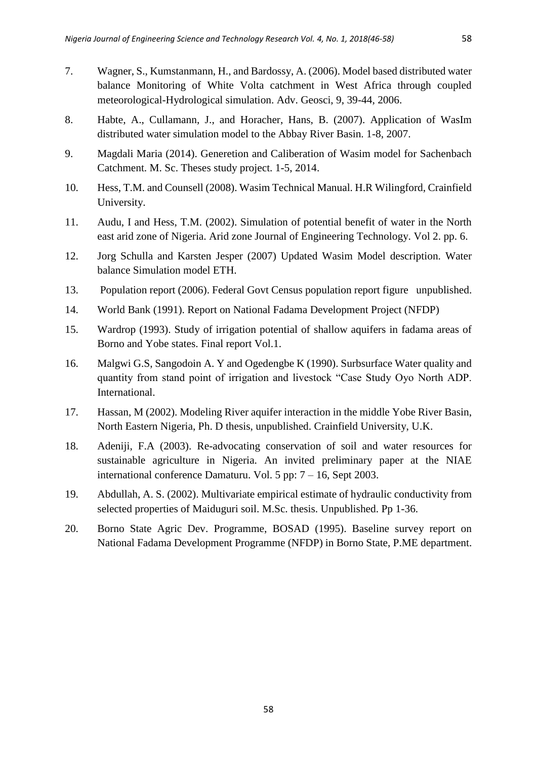7. Wagner, S., Kumstanmann, H., and Bardossy, A. (2006). Model based distributed water balance Monitoring of White Volta catchment in West Africa through coupled meteorological-Hydrological simulation. Adv. Geosci, 9, 39-44, 2006.
8. Habte, A., Cullamann, J., and Horacher, Hans, B. (2007). Application of WasIm distributed water simulation model to the Abbay River Basin. 1-8, 2007.
9. Magdali Maria (2014). Generetion and Caliberation of Wasim model for Sachenbach Catchment. M. Sc. Theses study project. 1-5, 2014.
10. Hess, T.M. and Counsell (2008). Wasim Technical Manual. H.R Wilingford, Crainfield University.
11. Audu, I and Hess, T.M. (2002). Simulation of potential benefit of water in the North east arid zone of Nigeria. Arid zone Journal of Engineering Technology. Vol 2. pp. 6.
12. Jorg Schulla and Karsten Jesper (2007) Updated Wasim Model description. Water balance Simulation model ETH.
13. Population report (2006). Federal Govt Census population report figure unpublished.
14. World Bank (1991). Report on National Fadama Development Project (NFDP)
15. Wardrop (1993). Study of irrigation potential of shallow aquifers in fadama areas of Borno and Yobe states. Final report Vol.1.
16. Malgwi G.S, Sangodoin A. Y and Ogedengbe K (1990). Surbsurface Water quality and quantity from stand point of irrigation and livestock "Case Study Oyo North ADP. International.
17. Hassan, M (2002). Modeling River aquifer interaction in the middle Yobe River Basin, North Eastern Nigeria, Ph. D thesis, unpublished. Crainfield University, U.K.
18. Adeniji, F.A (2003). Re-advocating conservation of soil and water resources for sustainable agriculture in Nigeria. An invited preliminary paper at the NIAE international conference Damaturu. Vol. 5 pp: 7 – 16, Sept 2003.
19. Abdullah, A. S. (2002). Multivariate empirical estimate of hydraulic conductivity from selected properties of Maiduguri soil. M.Sc. thesis. Unpublished. Pp 1-36.
20. Borno State Agric Dev. Programme, BOSAD (1995). Baseline survey report on National Fadama Development Programme (NFDP) in Borno State, P.ME department.